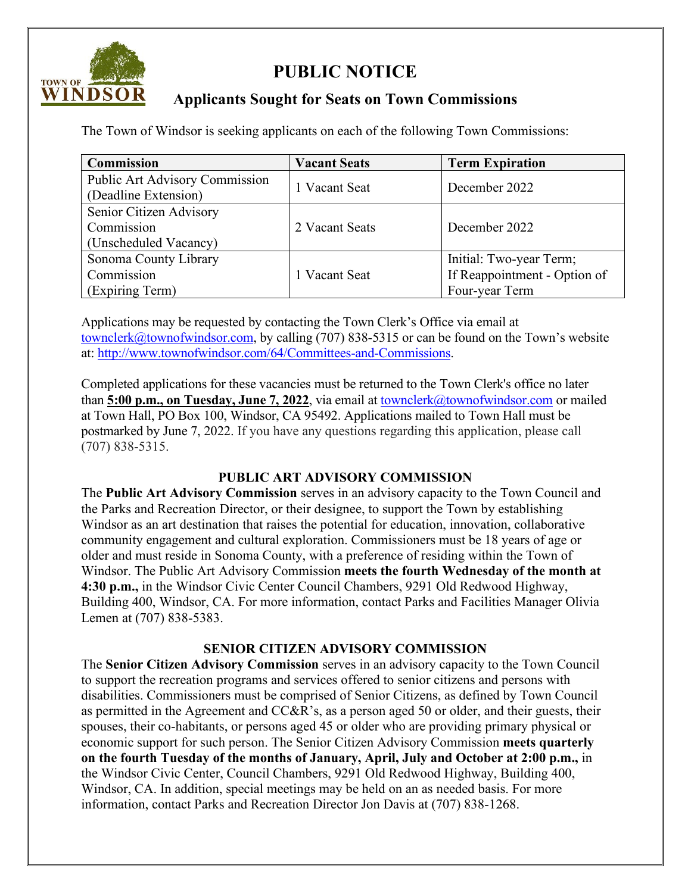# PUBLIC NOTICE

## Applicants Sought for Seats on Town Commissions

The Town of Windsor is seeking applicants on each of the following Town Commissions:

| Commission | Vacant Seats | Term Expiration |
|---|---|---|
| Public Art Advisory Commission (Deadline Extension) | 1 Vacant Seat | December 2022 |
| Senior Citizen Advisory Commission (Unscheduled Vacancy) | 2 Vacant Seats | December 2022 |
| Sonoma County Library Commission (Expiring Term) | 1 Vacant Seat | Initial: Two-year Term; If Reappointment - Option of Four-year Term |

Applications may be requested by contacting the Town Clerk's Office via email at townclerk@townofwindsor.com, by calling (707) 838-5315 or can be found on the Town's website at: http://www.townofwindsor.com/64/Committees-and-Commissions.

Completed applications for these vacancies must be returned to the Town Clerk's office no later than **5:00 p.m., on Tuesday, June 7, 2022**, via email at townclerk@townofwindsor.com or mailed at Town Hall, PO Box 100, Windsor, CA 95492. Applications mailed to Town Hall must be postmarked by June 7, 2022. If you have any questions regarding this application, please call (707) 838-5315.

### PUBLIC ART ADVISORY COMMISSION

The **Public Art Advisory Commission** serves in an advisory capacity to the Town Council and the Parks and Recreation Director, or their designee, to support the Town by establishing Windsor as an art destination that raises the potential for education, innovation, collaborative community engagement and cultural exploration. Commissioners must be 18 years of age or older and must reside in Sonoma County, with a preference of residing within the Town of Windsor. The Public Art Advisory Commission **meets the fourth Wednesday of the month at 4:30 p.m.,** in the Windsor Civic Center Council Chambers, 9291 Old Redwood Highway, Building 400, Windsor, CA. For more information, contact Parks and Facilities Manager Olivia Lemen at (707) 838-5383.

### SENIOR CITIZEN ADVISORY COMMISSION

The **Senior Citizen Advisory Commission** serves in an advisory capacity to the Town Council to support the recreation programs and services offered to senior citizens and persons with disabilities. Commissioners must be comprised of Senior Citizens, as defined by Town Council as permitted in the Agreement and CC&R's, as a person aged 50 or older, and their guests, their spouses, their co-habitants, or persons aged 45 or older who are providing primary physical or economic support for such person. The Senior Citizen Advisory Commission **meets quarterly on the fourth Tuesday of the months of January, April, July and October at 2:00 p.m.,** in the Windsor Civic Center, Council Chambers, 9291 Old Redwood Highway, Building 400, Windsor, CA. In addition, special meetings may be held on an as needed basis. For more information, contact Parks and Recreation Director Jon Davis at (707) 838-1268.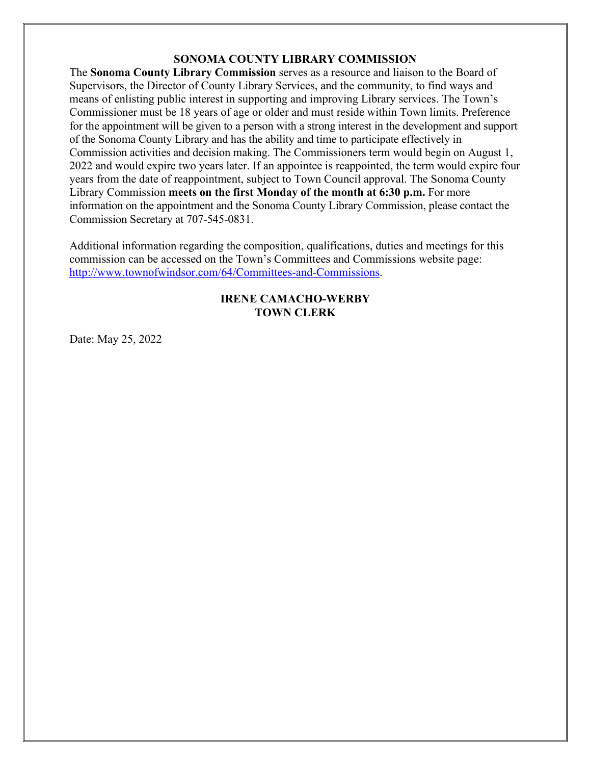## SONOMA COUNTY LIBRARY COMMISSION

The **Sonoma County Library Commission** serves as a resource and liaison to the Board of Supervisors, the Director of County Library Services, and the community, to find ways and means of enlisting public interest in supporting and improving Library services. The Town's Commissioner must be 18 years of age or older and must reside within Town limits. Preference for the appointment will be given to a person with a strong interest in the development and support of the Sonoma County Library and has the ability and time to participate effectively in Commission activities and decision making. The Commissioners term would begin on August 1, 2022 and would expire two years later. If an appointee is reappointed, the term would expire four years from the date of reappointment, subject to Town Council approval. The Sonoma County Library Commission **meets on the first Monday of the month at 6:30 p.m.** For more information on the appointment and the Sonoma County Library Commission, please contact the Commission Secretary at 707-545-0831.

Additional information regarding the composition, qualifications, duties and meetings for this commission can be accessed on the Town's Committees and Commissions website page: http://www.townofwindsor.com/64/Committees-and-Commissions.

**IRENE CAMACHO-WERBY**
**TOWN CLERK**

Date: May 25, 2022